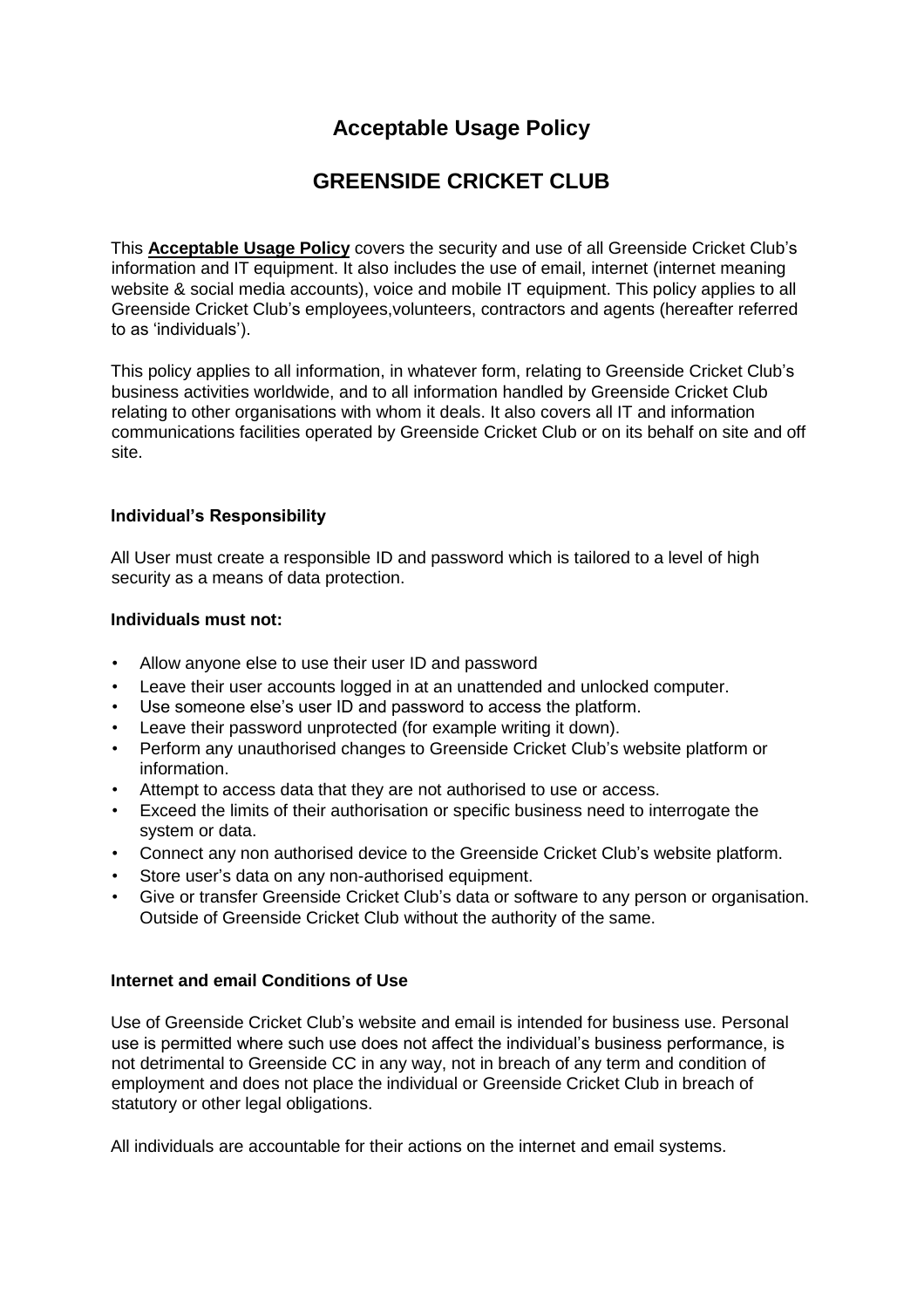# Acceptable Usage Policy

# GREENSIDE CRICKET CLUB

This **Acceptable Usage Policy** covers the security and use of all Greenside Cricket Club's information and IT equipment. It also includes the use of email, internet (internet meaning website & social media accounts), voice and mobile IT equipment. This policy applies to all Greenside Cricket Club's employees,volunteers, contractors and agents (hereafter referred to as 'individuals').

This policy applies to all information, in whatever form, relating to Greenside Cricket Club's business activities worldwide, and to all information handled by Greenside Cricket Club relating to other organisations with whom it deals. It also covers all IT and information communications facilities operated by Greenside Cricket Club or on its behalf on site and off site.

### Individual's Responsibility

All User must create a responsible ID and password which is tailored to a level of high security as a means of data protection.

**Individuals must not:**

- Allow anyone else to use their user ID and password
- Leave their user accounts logged in at an unattended and unlocked computer.
- Use someone else's user ID and password to access the platform.
- Leave their password unprotected (for example writing it down).
- Perform any unauthorised changes to Greenside Cricket Club's website platform or information.
- Attempt to access data that they are not authorised to use or access.
- Exceed the limits of their authorisation or specific business need to interrogate the system or data.
- Connect any non authorised device to the Greenside Cricket Club's website platform.
- Store user's data on any non-authorised equipment.
- Give or transfer Greenside Cricket Club's data or software to any person or organisation. Outside of Greenside Cricket Club without the authority of the same.

### Internet and email Conditions of Use

Use of Greenside Cricket Club's website and email is intended for business use. Personal use is permitted where such use does not affect the individual's business performance, is not detrimental to Greenside CC in any way, not in breach of any term and condition of employment and does not place the individual or Greenside Cricket Club in breach of statutory or other legal obligations.

All individuals are accountable for their actions on the internet and email systems.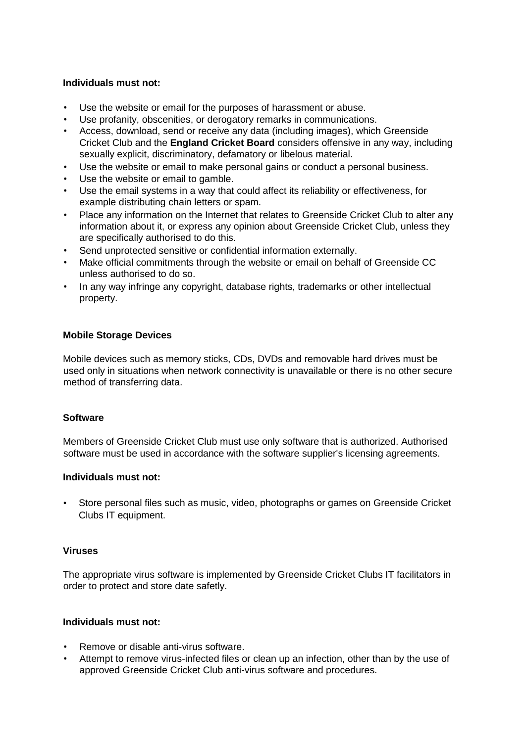**Individuals must not:**

- Use the website or email for the purposes of harassment or abuse.
- Use profanity, obscenities, or derogatory remarks in communications.
- Access, download, send or receive any data (including images), which Greenside Cricket Club and the **England Cricket Board** considers offensive in any way, including sexually explicit, discriminatory, defamatory or libelous material.
- Use the website or email to make personal gains or conduct a personal business.
- Use the website or email to gamble.
- Use the email systems in a way that could affect its reliability or effectiveness, for example distributing chain letters or spam.
- Place any information on the Internet that relates to Greenside Cricket Club to alter any information about it, or express any opinion about Greenside Cricket Club, unless they are specifically authorised to do this.
- Send unprotected sensitive or confidential information externally.
- Make official commitments through the website or email on behalf of Greenside CC unless authorised to do so.
- In any way infringe any copyright, database rights, trademarks or other intellectual property.

**Mobile Storage Devices**

Mobile devices such as memory sticks, CDs, DVDs and removable hard drives must be used only in situations when network connectivity is unavailable or there is no other secure method of transferring data.

**Software**

Members of Greenside Cricket Club must use only software that is authorized. Authorised software must be used in accordance with the software supplier's licensing agreements.

**Individuals must not:**

- Store personal files such as music, video, photographs or games on Greenside Cricket Clubs IT equipment.

**Viruses**

The appropriate virus software is implemented by Greenside Cricket Clubs IT facilitators in order to protect and store date saftely.

**Individuals must not:**

- Remove or disable anti-virus software.
- Attempt to remove virus-infected files or clean up an infection, other than by the use of approved Greenside Cricket Club anti-virus software and procedures.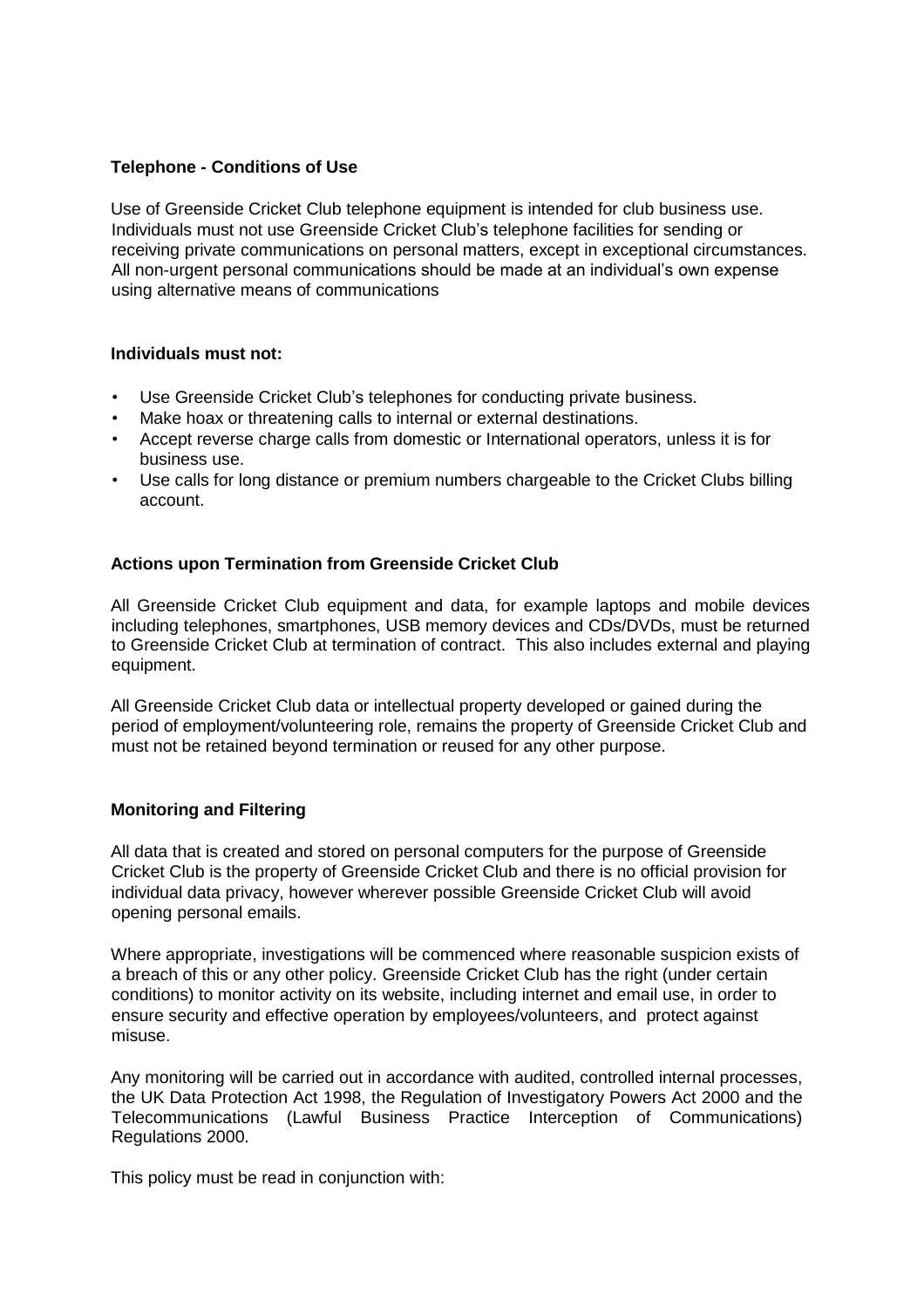**Telephone - Conditions of Use**

Use of Greenside Cricket Club telephone equipment is intended for club business use. Individuals must not use Greenside Cricket Club's telephone facilities for sending or receiving private communications on personal matters, except in exceptional circumstances. All non-urgent personal communications should be made at an individual's own expense using alternative means of communications

**Individuals must not:**

- Use Greenside Cricket Club's telephones for conducting private business.
- Make hoax or threatening calls to internal or external destinations.
- Accept reverse charge calls from domestic or International operators, unless it is for business use.
- Use calls for long distance or premium numbers chargeable to the Cricket Clubs billing account.

**Actions upon Termination from Greenside Cricket Club**

All Greenside Cricket Club equipment and data, for example laptops and mobile devices including telephones, smartphones, USB memory devices and CDs/DVDs, must be returned to Greenside Cricket Club at termination of contract. This also includes external and playing equipment.

All Greenside Cricket Club data or intellectual property developed or gained during the period of employment/volunteering role, remains the property of Greenside Cricket Club and must not be retained beyond termination or reused for any other purpose.

**Monitoring and Filtering**

All data that is created and stored on personal computers for the purpose of Greenside Cricket Club is the property of Greenside Cricket Club and there is no official provision for individual data privacy, however wherever possible Greenside Cricket Club will avoid opening personal emails.

Where appropriate, investigations will be commenced where reasonable suspicion exists of a breach of this or any other policy. Greenside Cricket Club has the right (under certain conditions) to monitor activity on its website, including internet and email use, in order to ensure security and effective operation by employees/volunteers, and protect against misuse.

Any monitoring will be carried out in accordance with audited, controlled internal processes, the UK Data Protection Act 1998, the Regulation of Investigatory Powers Act 2000 and the Telecommunications (Lawful Business Practice Interception of Communications) Regulations 2000.

This policy must be read in conjunction with: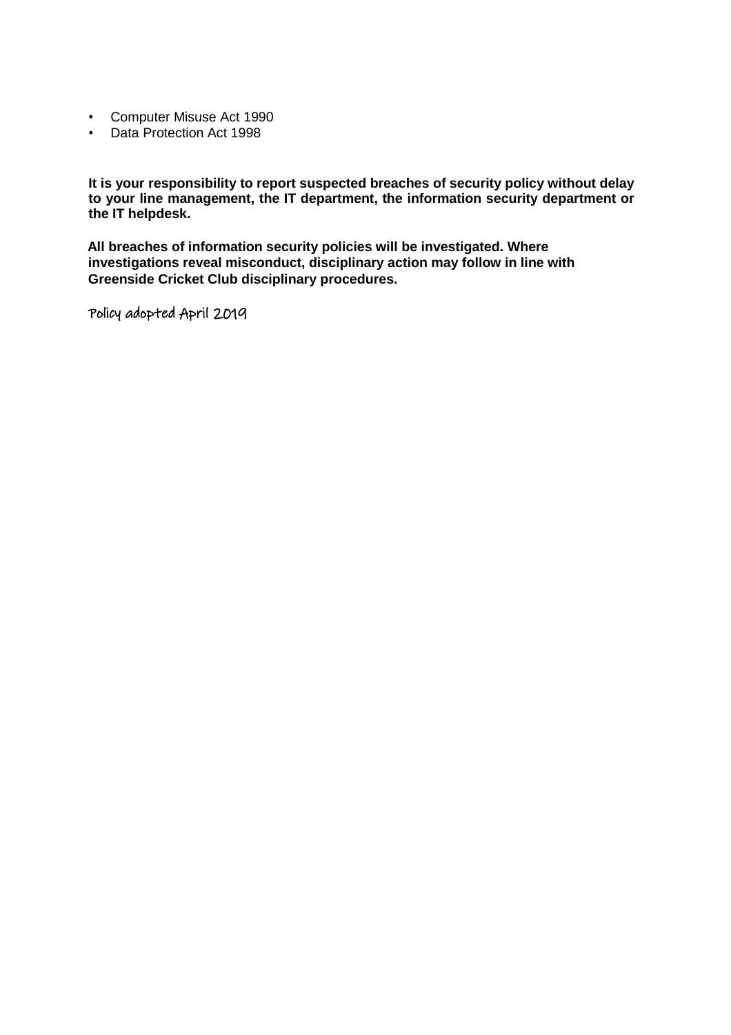- Computer Misuse Act 1990
- Data Protection Act 1998

**It is your responsibility to report suspected breaches of security policy without delay to your line management, the IT department, the information security department or the IT helpdesk.**

**All breaches of information security policies will be investigated. Where investigations reveal misconduct, disciplinary action may follow in line with Greenside Cricket Club disciplinary procedures.**

Policy adopted April 2019